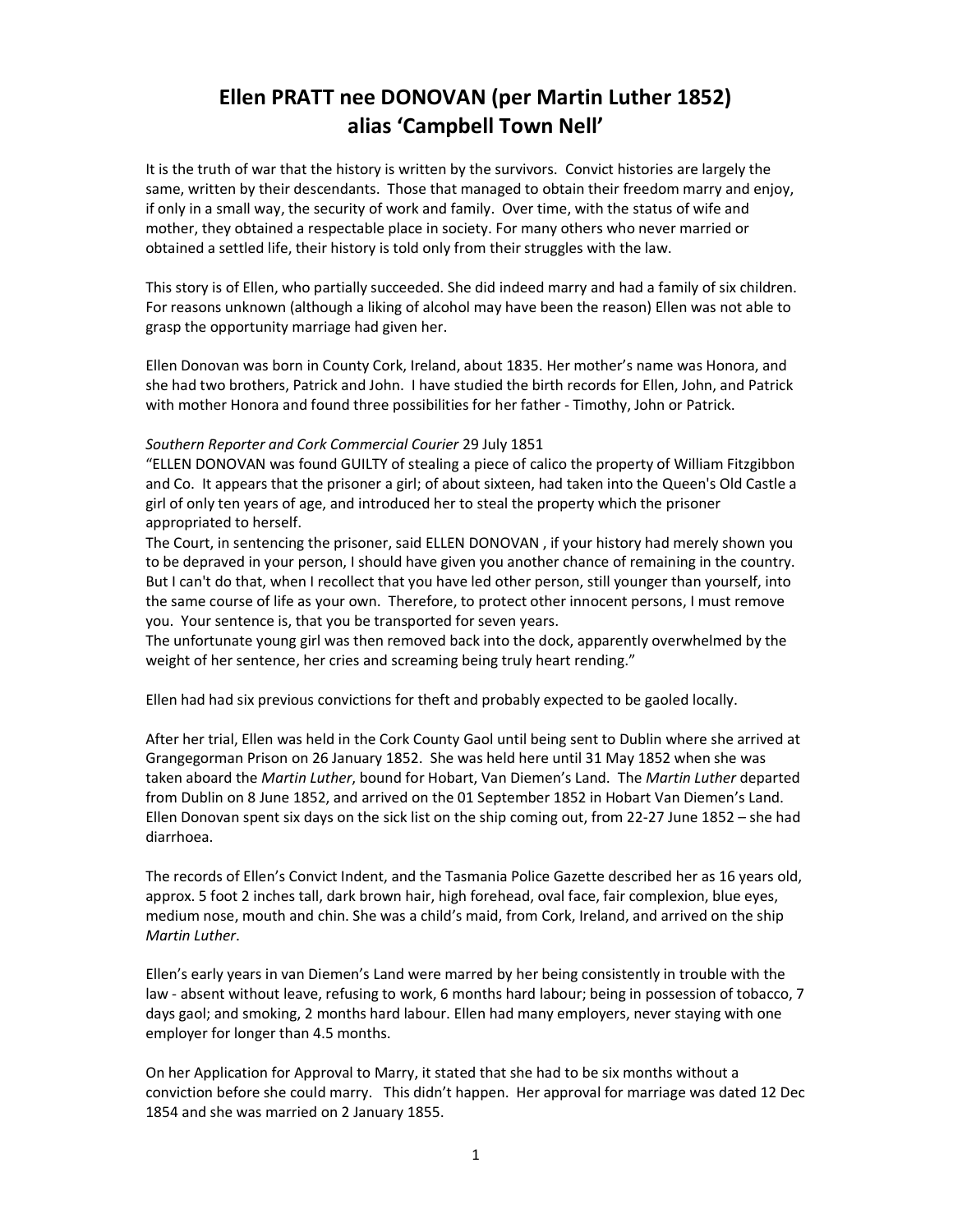# Ellen PRATT nee DONOVAN (per Martin Luther 1852)
# alias 'Campbell Town Nell'

It is the truth of war that the history is written by the survivors. Convict histories are largely the same, written by their descendants. Those that managed to obtain their freedom marry and enjoy, if only in a small way, the security of work and family. Over time, with the status of wife and mother, they obtained a respectable place in society. For many others who never married or obtained a settled life, their history is told only from their struggles with the law.

This story is of Ellen, who partially succeeded. She did indeed marry and had a family of six children. For reasons unknown (although a liking of alcohol may have been the reason) Ellen was not able to grasp the opportunity marriage had given her.

Ellen Donovan was born in County Cork, Ireland, about 1835. Her mother's name was Honora, and she had two brothers, Patrick and John. I have studied the birth records for Ellen, John, and Patrick with mother Honora and found three possibilities for her father - Timothy, John or Patrick.

*Southern Reporter and Cork Commercial Courier* 29 July 1851
"ELLEN DONOVAN was found GUILTY of stealing a piece of calico the property of William Fitzgibbon and Co. It appears that the prisoner a girl; of about sixteen, had taken into the Queen's Old Castle a girl of only ten years of age, and introduced her to steal the property which the prisoner appropriated to herself.
The Court, in sentencing the prisoner, said ELLEN DONOVAN , if your history had merely shown you to be depraved in your person, I should have given you another chance of remaining in the country. But I can't do that, when I recollect that you have led other person, still younger than yourself, into the same course of life as your own. Therefore, to protect other innocent persons, I must remove you. Your sentence is, that you be transported for seven years.
The unfortunate young girl was then removed back into the dock, apparently overwhelmed by the weight of her sentence, her cries and screaming being truly heart rending."

Ellen had had six previous convictions for theft and probably expected to be gaoled locally.

After her trial, Ellen was held in the Cork County Gaol until being sent to Dublin where she arrived at Grangegorman Prison on 26 January 1852. She was held here until 31 May 1852 when she was taken aboard the *Martin Luther*, bound for Hobart, Van Diemen's Land. The *Martin Luther* departed from Dublin on 8 June 1852, and arrived on the 01 September 1852 in Hobart Van Diemen's Land. Ellen Donovan spent six days on the sick list on the ship coming out, from 22-27 June 1852 – she had diarrhoea.

The records of Ellen's Convict Indent, and the Tasmania Police Gazette described her as 16 years old, approx. 5 foot 2 inches tall, dark brown hair, high forehead, oval face, fair complexion, blue eyes, medium nose, mouth and chin. She was a child's maid, from Cork, Ireland, and arrived on the ship *Martin Luther*.

Ellen's early years in van Diemen's Land were marred by her being consistently in trouble with the law - absent without leave, refusing to work, 6 months hard labour; being in possession of tobacco, 7 days gaol; and smoking, 2 months hard labour. Ellen had many employers, never staying with one employer for longer than 4.5 months.

On her Application for Approval to Marry, it stated that she had to be six months without a conviction before she could marry. This didn't happen. Her approval for marriage was dated 12 Dec 1854 and she was married on 2 January 1855.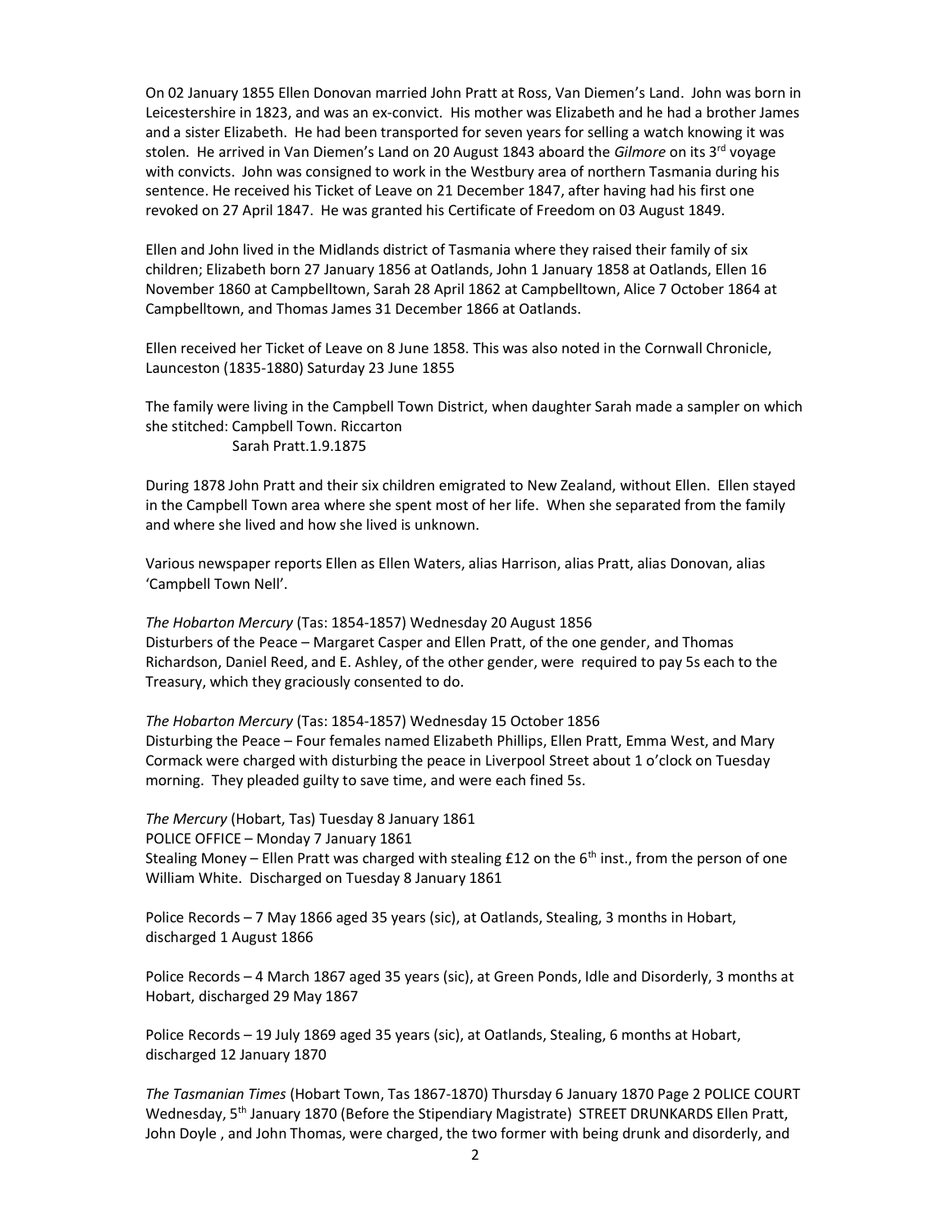On 02 January 1855 Ellen Donovan married John Pratt at Ross, Van Diemen's Land. John was born in Leicestershire in 1823, and was an ex-convict. His mother was Elizabeth and he had a brother James and a sister Elizabeth. He had been transported for seven years for selling a watch knowing it was stolen. He arrived in Van Diemen's Land on 20 August 1843 aboard the *Gilmore* on its 3rd voyage with convicts. John was consigned to work in the Westbury area of northern Tasmania during his sentence. He received his Ticket of Leave on 21 December 1847, after having had his first one revoked on 27 April 1847. He was granted his Certificate of Freedom on 03 August 1849.

Ellen and John lived in the Midlands district of Tasmania where they raised their family of six children; Elizabeth born 27 January 1856 at Oatlands, John 1 January 1858 at Oatlands, Ellen 16 November 1860 at Campbelltown, Sarah 28 April 1862 at Campbelltown, Alice 7 October 1864 at Campbelltown, and Thomas James 31 December 1866 at Oatlands.

Ellen received her Ticket of Leave on 8 June 1858. This was also noted in the Cornwall Chronicle, Launceston (1835-1880) Saturday 23 June 1855

The family were living in the Campbell Town District, when daughter Sarah made a sampler on which she stitched: Campbell Town. Riccarton
Sarah Pratt.1.9.1875

During 1878 John Pratt and their six children emigrated to New Zealand, without Ellen. Ellen stayed in the Campbell Town area where she spent most of her life. When she separated from the family and where she lived and how she lived is unknown.

Various newspaper reports Ellen as Ellen Waters, alias Harrison, alias Pratt, alias Donovan, alias 'Campbell Town Nell'.

*The Hobarton Mercury* (Tas: 1854-1857) Wednesday 20 August 1856
Disturbers of the Peace – Margaret Casper and Ellen Pratt, of the one gender, and Thomas Richardson, Daniel Reed, and E. Ashley, of the other gender, were required to pay 5s each to the Treasury, which they graciously consented to do.

*The Hobarton Mercury* (Tas: 1854-1857) Wednesday 15 October 1856
Disturbing the Peace – Four females named Elizabeth Phillips, Ellen Pratt, Emma West, and Mary Cormack were charged with disturbing the peace in Liverpool Street about 1 o'clock on Tuesday morning. They pleaded guilty to save time, and were each fined 5s.

*The Mercury* (Hobart, Tas) Tuesday 8 January 1861
POLICE OFFICE – Monday 7 January 1861
Stealing Money – Ellen Pratt was charged with stealing £12 on the 6th inst., from the person of one William White. Discharged on Tuesday 8 January 1861

Police Records – 7 May 1866 aged 35 years (sic), at Oatlands, Stealing, 3 months in Hobart, discharged 1 August 1866

Police Records – 4 March 1867 aged 35 years (sic), at Green Ponds, Idle and Disorderly, 3 months at Hobart, discharged 29 May 1867

Police Records – 19 July 1869 aged 35 years (sic), at Oatlands, Stealing, 6 months at Hobart, discharged 12 January 1870

*The Tasmanian Times* (Hobart Town, Tas 1867-1870) Thursday 6 January 1870 Page 2 POLICE COURT Wednesday, 5th January 1870 (Before the Stipendiary Magistrate) STREET DRUNKARDS Ellen Pratt, John Doyle , and John Thomas, were charged, the two former with being drunk and disorderly, and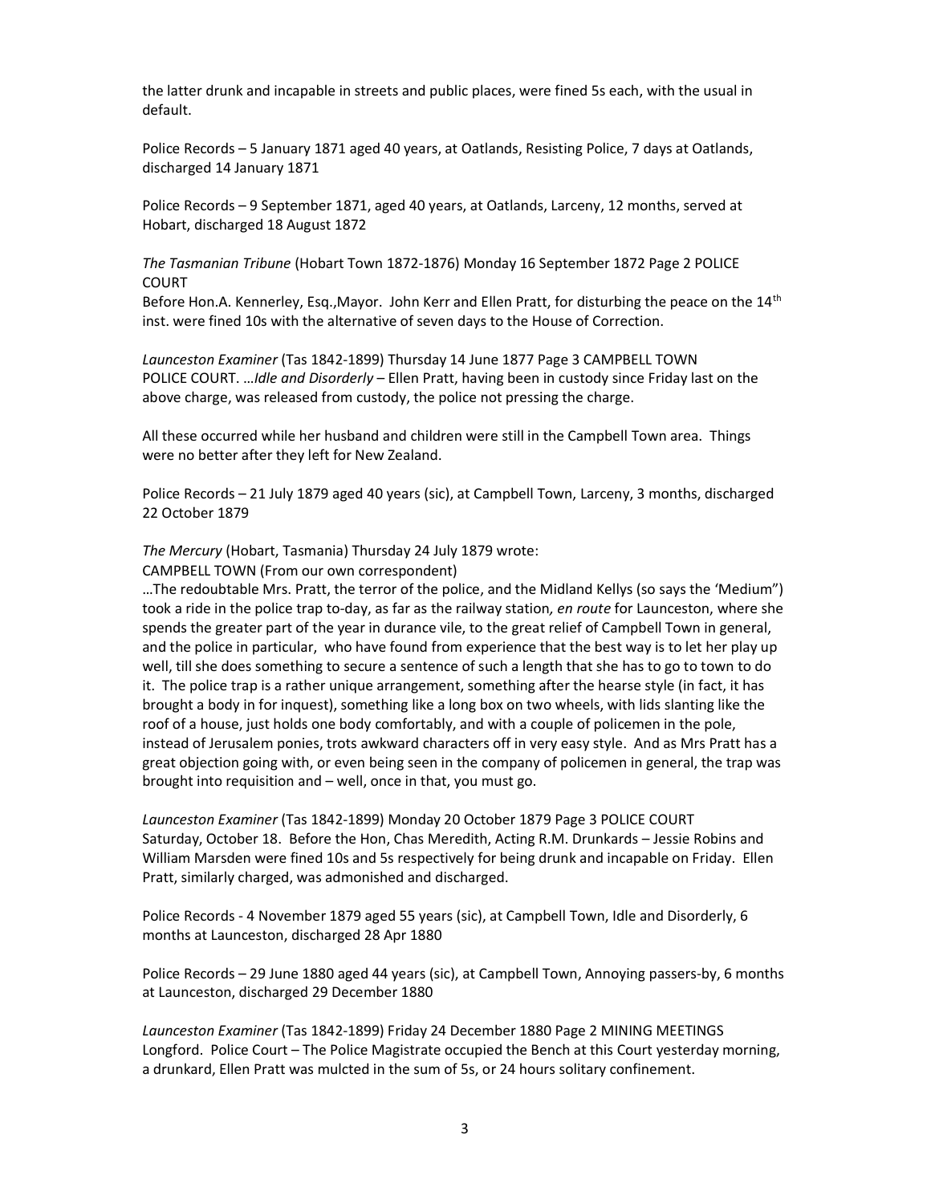the latter drunk and incapable in streets and public places, were fined 5s each, with the usual in default.

Police Records – 5 January 1871 aged 40 years, at Oatlands, Resisting Police, 7 days at Oatlands, discharged 14 January 1871

Police Records – 9 September 1871, aged 40 years, at Oatlands, Larceny, 12 months, served at Hobart, discharged 18 August 1872

*The Tasmanian Tribune* (Hobart Town 1872-1876) Monday 16 September 1872 Page 2 POLICE COURT
Before Hon.A. Kennerley, Esq.,Mayor. John Kerr and Ellen Pratt, for disturbing the peace on the 14th inst. were fined 10s with the alternative of seven days to the House of Correction.

*Launceston Examiner* (Tas 1842-1899) Thursday 14 June 1877 Page 3 CAMPBELL TOWN POLICE COURT. …*Idle and Disorderly* – Ellen Pratt, having been in custody since Friday last on the above charge, was released from custody, the police not pressing the charge.

All these occurred while her husband and children were still in the Campbell Town area. Things were no better after they left for New Zealand.

Police Records – 21 July 1879 aged 40 years (sic), at Campbell Town, Larceny, 3 months, discharged 22 October 1879

*The Mercury* (Hobart, Tasmania) Thursday 24 July 1879 wrote:
CAMPBELL TOWN (From our own correspondent)
…The redoubtable Mrs. Pratt, the terror of the police, and the Midland Kellys (so says the 'Medium") took a ride in the police trap to-day, as far as the railway station, *en route* for Launceston, where she spends the greater part of the year in durance vile, to the great relief of Campbell Town in general, and the police in particular, who have found from experience that the best way is to let her play up well, till she does something to secure a sentence of such a length that she has to go to town to do it. The police trap is a rather unique arrangement, something after the hearse style (in fact, it has brought a body in for inquest), something like a long box on two wheels, with lids slanting like the roof of a house, just holds one body comfortably, and with a couple of policemen in the pole, instead of Jerusalem ponies, trots awkward characters off in very easy style. And as Mrs Pratt has a great objection going with, or even being seen in the company of policemen in general, the trap was brought into requisition and – well, once in that, you must go.

*Launceston Examiner* (Tas 1842-1899) Monday 20 October 1879 Page 3 POLICE COURT
Saturday, October 18. Before the Hon, Chas Meredith, Acting R.M. Drunkards – Jessie Robins and William Marsden were fined 10s and 5s respectively for being drunk and incapable on Friday. Ellen Pratt, similarly charged, was admonished and discharged.

Police Records - 4 November 1879 aged 55 years (sic), at Campbell Town, Idle and Disorderly, 6 months at Launceston, discharged 28 Apr 1880

Police Records – 29 June 1880 aged 44 years (sic), at Campbell Town, Annoying passers-by, 6 months at Launceston, discharged 29 December 1880

*Launceston Examiner* (Tas 1842-1899) Friday 24 December 1880 Page 2 MINING MEETINGS
Longford. Police Court – The Police Magistrate occupied the Bench at this Court yesterday morning, a drunkard, Ellen Pratt was mulcted in the sum of 5s, or 24 hours solitary confinement.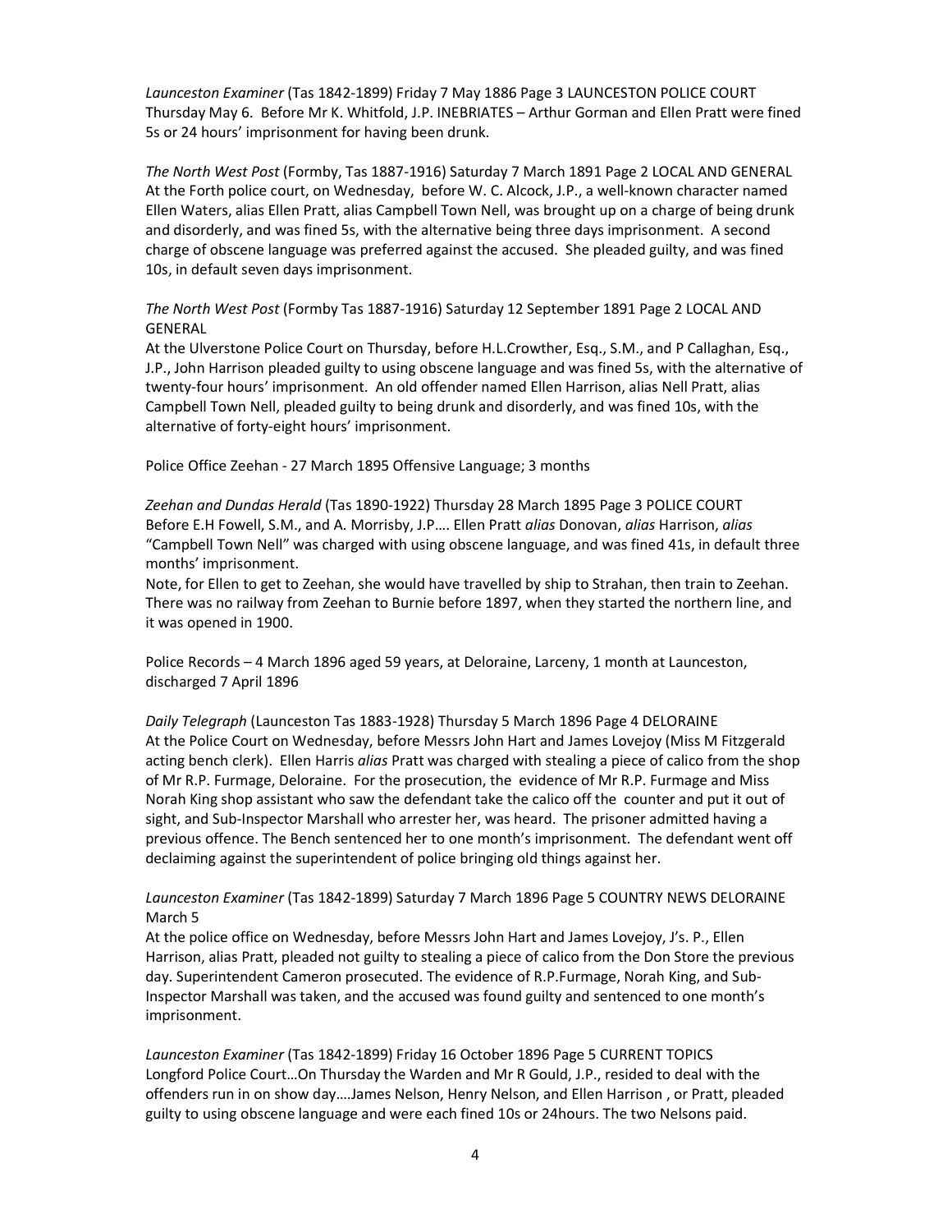*Launceston Examiner* (Tas 1842-1899) Friday 7 May 1886 Page 3 LAUNCESTON POLICE COURT Thursday May 6. Before Mr K. Whitfold, J.P. INEBRIATES – Arthur Gorman and Ellen Pratt were fined 5s or 24 hours' imprisonment for having been drunk.

*The North West Post* (Formby, Tas 1887-1916) Saturday 7 March 1891 Page 2 LOCAL AND GENERAL At the Forth police court, on Wednesday, before W. C. Alcock, J.P., a well-known character named Ellen Waters, alias Ellen Pratt, alias Campbell Town Nell, was brought up on a charge of being drunk and disorderly, and was fined 5s, with the alternative being three days imprisonment. A second charge of obscene language was preferred against the accused. She pleaded guilty, and was fined 10s, in default seven days imprisonment.

*The North West Post* (Formby Tas 1887-1916) Saturday 12 September 1891 Page 2 LOCAL AND GENERAL
At the Ulverstone Police Court on Thursday, before H.L.Crowther, Esq., S.M., and P Callaghan, Esq., J.P., John Harrison pleaded guilty to using obscene language and was fined 5s, with the alternative of twenty-four hours' imprisonment. An old offender named Ellen Harrison, alias Nell Pratt, alias Campbell Town Nell, pleaded guilty to being drunk and disorderly, and was fined 10s, with the alternative of forty-eight hours' imprisonment.

Police Office Zeehan - 27 March 1895 Offensive Language; 3 months

*Zeehan and Dundas Herald* (Tas 1890-1922) Thursday 28 March 1895 Page 3 POLICE COURT Before E.H Fowell, S.M., and A. Morrisby, J.P…. Ellen Pratt *alias* Donovan, *alias* Harrison, *alias* "Campbell Town Nell" was charged with using obscene language, and was fined 41s, in default three months' imprisonment.
Note, for Ellen to get to Zeehan, she would have travelled by ship to Strahan, then train to Zeehan. There was no railway from Zeehan to Burnie before 1897, when they started the northern line, and it was opened in 1900.

Police Records – 4 March 1896 aged 59 years, at Deloraine, Larceny, 1 month at Launceston, discharged 7 April 1896

*Daily Telegraph* (Launceston Tas 1883-1928) Thursday 5 March 1896 Page 4 DELORAINE At the Police Court on Wednesday, before Messrs John Hart and James Lovejoy (Miss M Fitzgerald acting bench clerk). Ellen Harris *alias* Pratt was charged with stealing a piece of calico from the shop of Mr R.P. Furmage, Deloraine. For the prosecution, the evidence of Mr R.P. Furmage and Miss Norah King shop assistant who saw the defendant take the calico off the counter and put it out of sight, and Sub-Inspector Marshall who arrester her, was heard. The prisoner admitted having a previous offence. The Bench sentenced her to one month's imprisonment. The defendant went off declaiming against the superintendent of police bringing old things against her.

*Launceston Examiner* (Tas 1842-1899) Saturday 7 March 1896 Page 5 COUNTRY NEWS DELORAINE March 5
At the police office on Wednesday, before Messrs John Hart and James Lovejoy, J's. P., Ellen Harrison, alias Pratt, pleaded not guilty to stealing a piece of calico from the Don Store the previous day. Superintendent Cameron prosecuted. The evidence of R.P.Furmage, Norah King, and Sub-Inspector Marshall was taken, and the accused was found guilty and sentenced to one month's imprisonment.

*Launceston Examiner* (Tas 1842-1899) Friday 16 October 1896 Page 5 CURRENT TOPICS Longford Police Court…On Thursday the Warden and Mr R Gould, J.P., resided to deal with the offenders run in on show day….James Nelson, Henry Nelson, and Ellen Harrison , or Pratt, pleaded guilty to using obscene language and were each fined 10s or 24hours. The two Nelsons paid.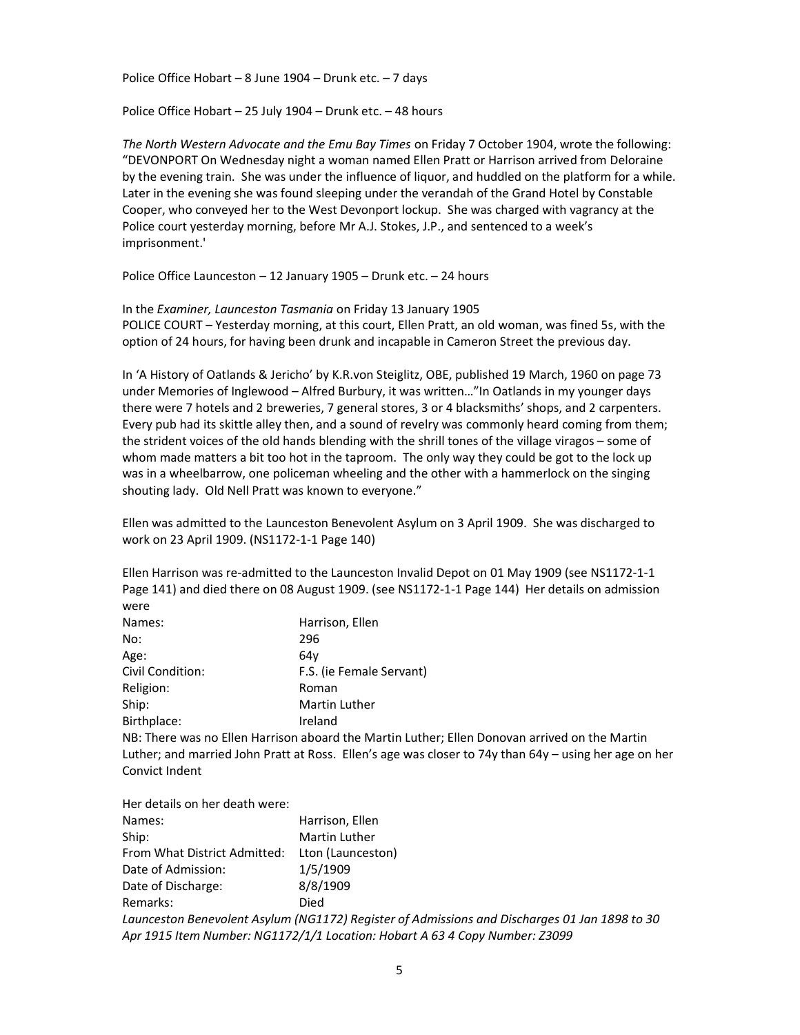Police Office Hobart – 8 June 1904 – Drunk etc. – 7 days

Police Office Hobart – 25 July 1904 – Drunk etc. – 48 hours

*The North Western Advocate and the Emu Bay Times* on Friday 7 October 1904, wrote the following: "DEVONPORT On Wednesday night a woman named Ellen Pratt or Harrison arrived from Deloraine by the evening train. She was under the influence of liquor, and huddled on the platform for a while. Later in the evening she was found sleeping under the verandah of the Grand Hotel by Constable Cooper, who conveyed her to the West Devonport lockup. She was charged with vagrancy at the Police court yesterday morning, before Mr A.J. Stokes, J.P., and sentenced to a week's imprisonment.'

Police Office Launceston – 12 January 1905 – Drunk etc. – 24 hours

In the *Examiner, Launceston Tasmania* on Friday 13 January 1905
POLICE COURT – Yesterday morning, at this court, Ellen Pratt, an old woman, was fined 5s, with the option of 24 hours, for having been drunk and incapable in Cameron Street the previous day.

In 'A History of Oatlands & Jericho' by K.R.von Steiglitz, OBE, published 19 March, 1960 on page 73 under Memories of Inglewood – Alfred Burbury, it was written…"In Oatlands in my younger days there were 7 hotels and 2 breweries, 7 general stores, 3 or 4 blacksmiths' shops, and 2 carpenters. Every pub had its skittle alley then, and a sound of revelry was commonly heard coming from them; the strident voices of the old hands blending with the shrill tones of the village viragos – some of whom made matters a bit too hot in the taproom. The only way they could be got to the lock up was in a wheelbarrow, one policeman wheeling and the other with a hammerlock on the singing shouting lady. Old Nell Pratt was known to everyone."

Ellen was admitted to the Launceston Benevolent Asylum on 3 April 1909. She was discharged to work on 23 April 1909. (NS1172-1-1 Page 140)

Ellen Harrison was re-admitted to the Launceston Invalid Depot on 01 May 1909 (see NS1172-1-1 Page 141) and died there on 08 August 1909. (see NS1172-1-1 Page 144) Her details on admission were

| | |
|---|---|
| Names: | Harrison, Ellen |
| No: | 296 |
| Age: | 64y |
| Civil Condition: | F.S. (ie Female Servant) |
| Religion: | Roman |
| Ship: | Martin Luther |
| Birthplace: | Ireland |

NB: There was no Ellen Harrison aboard the Martin Luther; Ellen Donovan arrived on the Martin Luther; and married John Pratt at Ross. Ellen's age was closer to 74y than 64y – using her age on her Convict Indent

Her details on her death were:

| | |
|---|---|
| Names: | Harrison, Ellen |
| Ship: | Martin Luther |
| From What District Admitted: | Lton (Launceston) |
| Date of Admission: | 1/5/1909 |
| Date of Discharge: | 8/8/1909 |
| Remarks: | Died |

*Launceston Benevolent Asylum (NG1172) Register of Admissions and Discharges 01 Jan 1898 to 30 Apr 1915 Item Number: NG1172/1/1 Location: Hobart A 63 4 Copy Number: Z3099*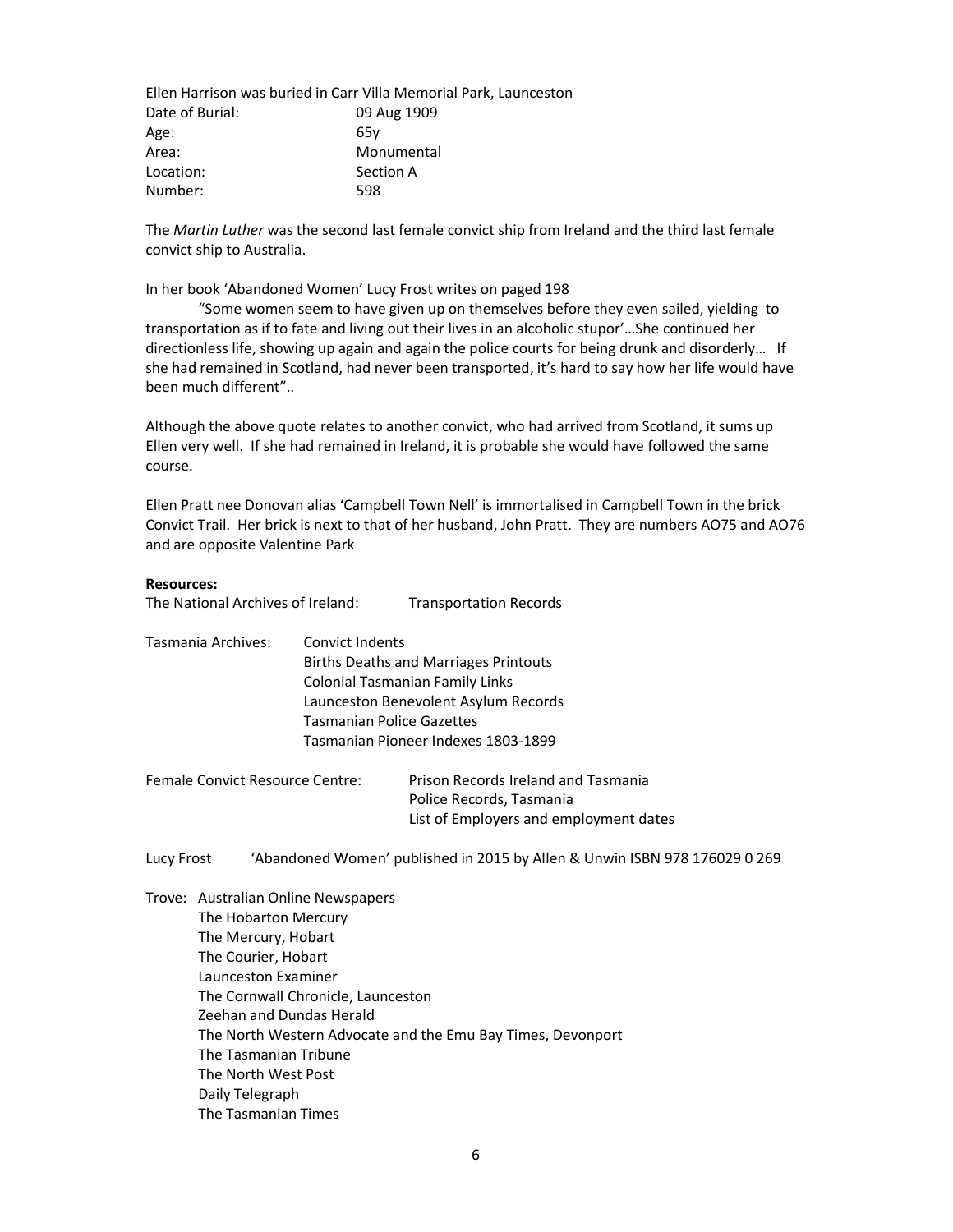Ellen Harrison was buried in Carr Villa Memorial Park, Launceston

| | |
|---|---|
| Date of Burial: | 09 Aug 1909 |
| Age: | 65y |
| Area: | Monumental |
| Location: | Section A |
| Number: | 598 |

The *Martin Luther* was the second last female convict ship from Ireland and the third last female convict ship to Australia.

In her book 'Abandoned Women' Lucy Frost writes on paged 198

"Some women seem to have given up on themselves before they even sailed, yielding to transportation as if to fate and living out their lives in an alcoholic stupor'…She continued her directionless life, showing up again and again the police courts for being drunk and disorderly… If she had remained in Scotland, had never been transported, it's hard to say how her life would have been much different"..

Although the above quote relates to another convict, who had arrived from Scotland, it sums up Ellen very well. If she had remained in Ireland, it is probable she would have followed the same course.

Ellen Pratt nee Donovan alias 'Campbell Town Nell' is immortalised in Campbell Town in the brick Convict Trail. Her brick is next to that of her husband, John Pratt. They are numbers AO75 and AO76 and are opposite Valentine Park

**Resources:**

The National Archives of Ireland: Transportation Records

Tasmania Archives:
- Convict Indents
- Births Deaths and Marriages Printouts
- Colonial Tasmanian Family Links
- Launceston Benevolent Asylum Records
- Tasmanian Police Gazettes
- Tasmanian Pioneer Indexes 1803-1899

Female Convict Resource Centre:
- Prison Records Ireland and Tasmania
- Police Records, Tasmania
- List of Employers and employment dates

Lucy Frost 'Abandoned Women' published in 2015 by Allen & Unwin ISBN 978 176029 0 269

Trove: Australian Online Newspapers
- The Hobarton Mercury
- The Mercury, Hobart
- The Courier, Hobart
- Launceston Examiner
- The Cornwall Chronicle, Launceston
- Zeehan and Dundas Herald
- The North Western Advocate and the Emu Bay Times, Devonport
- The Tasmanian Tribune
- The North West Post
- Daily Telegraph
- The Tasmanian Times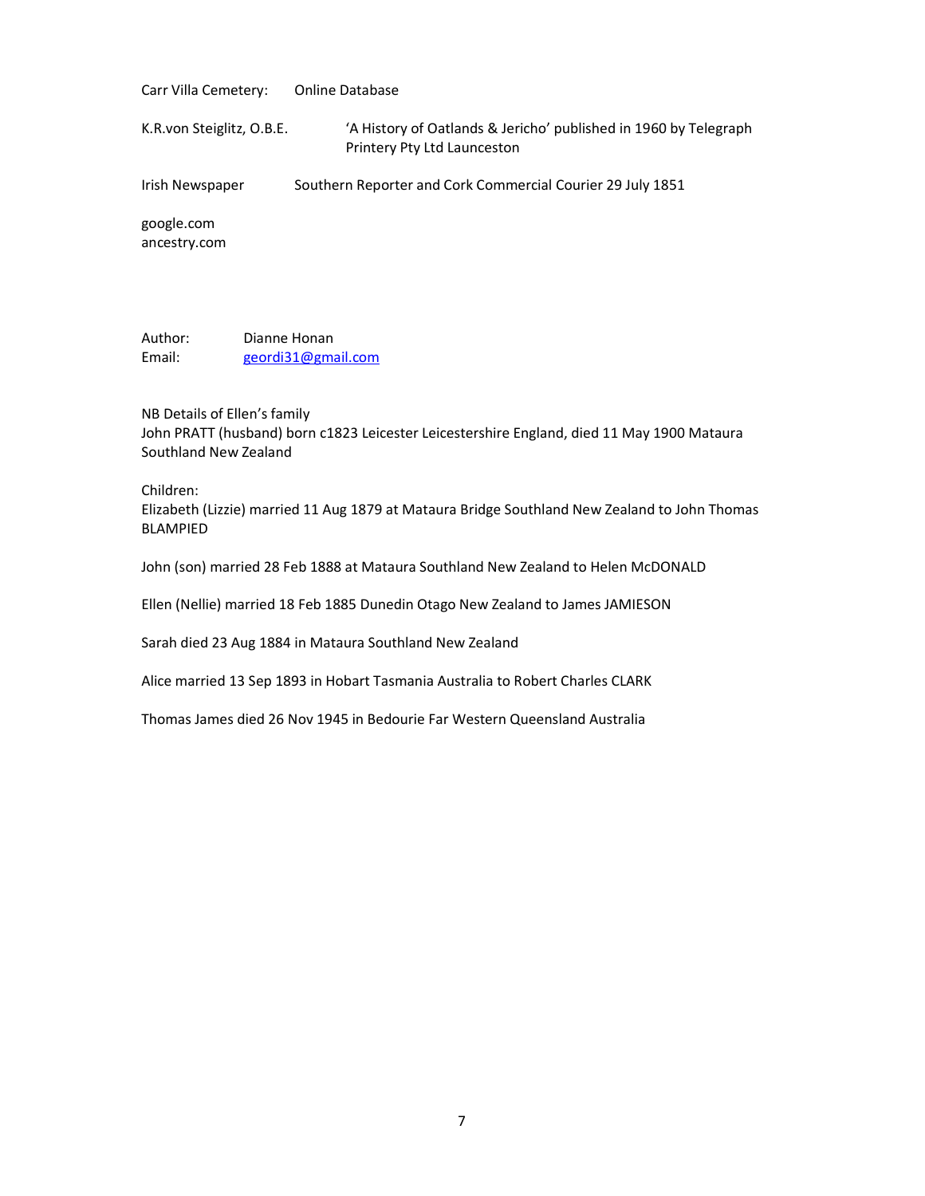Carr Villa Cemetery: Online Database

K.R.von Steiglitz, O.B.E. 'A History of Oatlands & Jericho' published in 1960 by Telegraph Printery Pty Ltd Launceston

Irish Newspaper Southern Reporter and Cork Commercial Courier 29 July 1851

google.com
ancestry.com

Author: Dianne Honan
Email: geordi31@gmail.com

NB Details of Ellen's family
John PRATT (husband) born c1823 Leicester Leicestershire England, died 11 May 1900 Mataura Southland New Zealand

Children:
Elizabeth (Lizzie) married 11 Aug 1879 at Mataura Bridge Southland New Zealand to John Thomas BLAMPIED

John (son) married 28 Feb 1888 at Mataura Southland New Zealand to Helen McDONALD

Ellen (Nellie) married 18 Feb 1885 Dunedin Otago New Zealand to James JAMIESON

Sarah died 23 Aug 1884 in Mataura Southland New Zealand

Alice married 13 Sep 1893 in Hobart Tasmania Australia to Robert Charles CLARK

Thomas James died 26 Nov 1945 in Bedourie Far Western Queensland Australia